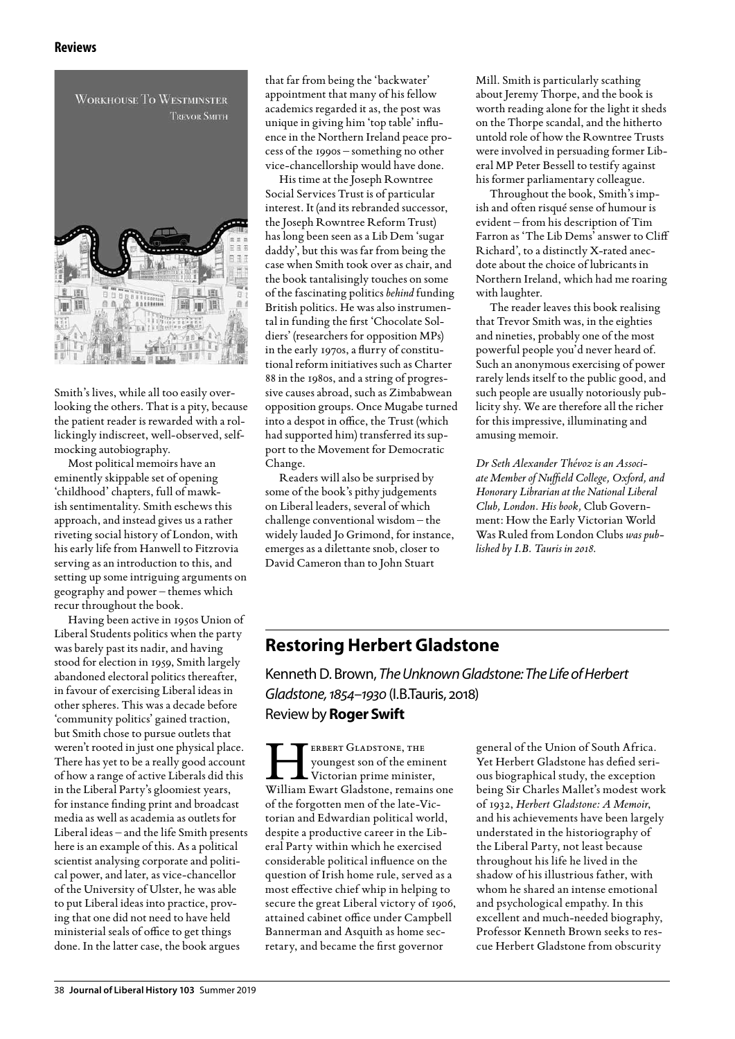Smith's lives, while all too easily overlooking the others. That is a pity, because the patient reader is rewarded with a rollickingly indiscreet, well-observed, self-mocking autobiography.

Most political memoirs have an eminently skippable set of opening 'childhood' chapters, full of mawkish sentimentality. Smith eschews this approach, and instead gives us a rather riveting social history of London, with his early life from Hanwell to Fitzrovia serving as an introduction to this, and setting up some intriguing arguments on geography and power – themes which recur throughout the book.

Having been active in 1950s Union of Liberal Students politics when the party was barely past its nadir, and having stood for election in 1959, Smith largely abandoned electoral politics thereafter, in favour of exercising Liberal ideas in other spheres. This was a decade before 'community politics' gained traction, but Smith chose to pursue outlets that weren't rooted in just one physical place. There has yet to be a really good account of how a range of active Liberals did this in the Liberal Party's gloomiest years, for instance finding print and broadcast media as well as academia as outlets for Liberal ideas – and the life Smith presents here is an example of this. As a political scientist analysing corporate and political power, and later, as vice-chancellor of the University of Ulster, he was able to put Liberal ideas into practice, proving that one did not need to have held ministerial seals of office to get things done. In the latter case, the book argues that far from being the 'backwater' appointment that many of his fellow academics regarded it as, the post was unique in giving him 'top table' influence in the Northern Ireland peace process of the 1990s – something no other vice-chancellorship would have done.

His time at the Joseph Rowntree Social Services Trust is of particular interest. It (and its rebranded successor, the Joseph Rowntree Reform Trust) has long been seen as a Lib Dem 'sugar daddy', but this was far from being the case when Smith took over as chair, and the book tantalisingly touches on some of the fascinating politics *behind* funding British politics. He was also instrumental in funding the first 'Chocolate Soldiers' (researchers for opposition MPs) in the early 1970s, a flurry of constitutional reform initiatives such as Charter 88 in the 1980s, and a string of progressive causes abroad, such as Zimbabwean opposition groups. Once Mugabe turned into a despot in office, the Trust (which had supported him) transferred its support to the Movement for Democratic Change.

Readers will also be surprised by some of the book's pithy judgements on Liberal leaders, several of which challenge conventional wisdom – the widely lauded Jo Grimond, for instance, emerges as a dilettante snob, closer to David Cameron than to John Stuart Mill. Smith is particularly scathing about Jeremy Thorpe, and the book is worth reading alone for the light it sheds on the Thorpe scandal, and the hitherto untold role of how the Rowntree Trusts were involved in persuading former Liberal MP Peter Bessell to testify against his former parliamentary colleague.

Throughout the book, Smith's impish and often risqué sense of humour is evident – from his description of Tim Farron as 'The Lib Dems' answer to Cliff Richard', to a distinctly X-rated anecdote about the choice of lubricants in Northern Ireland, which had me roaring with laughter.

The reader leaves this book realising that Trevor Smith was, in the eighties and nineties, probably one of the most powerful people you'd never heard of. Such an anonymous exercising of power rarely lends itself to the public good, and such people are usually notoriously publicity shy. We are therefore all the richer for this impressive, illuminating and amusing memoir.

*Dr Seth Alexander Thévoz is an Associate Member of Nuffield College, Oxford, and Honorary Librarian at the National Liberal Club, London. His book,* Club Government: How the Early Victorian World Was Ruled from London Clubs *was published by I.B. Tauris in 2018.*

## Restoring Herbert Gladstone

Kenneth D. Brown, *The Unknown Gladstone: The Life of Herbert Gladstone, 1854–1930* (I.B.Tauris, 2018)
Review by **Roger Swift**

Herbert Gladstone, the youngest son of the eminent Victorian prime minister, William Ewart Gladstone, remains one of the forgotten men of the late-Victorian and Edwardian political world, despite a productive career in the Liberal Party within which he exercised considerable political influence on the question of Irish home rule, served as a most effective chief whip in helping to secure the great Liberal victory of 1906, attained cabinet office under Campbell Bannerman and Asquith as home secretary, and became the first governor general of the Union of South Africa. Yet Herbert Gladstone has defied serious biographical study, the exception being Sir Charles Mallet's modest work of 1932, *Herbert Gladstone: A Memoir*, and his achievements have been largely understated in the historiography of the Liberal Party, not least because throughout his life he lived in the shadow of his illustrious father, with whom he shared an intense emotional and psychological empathy. In this excellent and much-needed biography, Professor Kenneth Brown seeks to rescue Herbert Gladstone from obscurity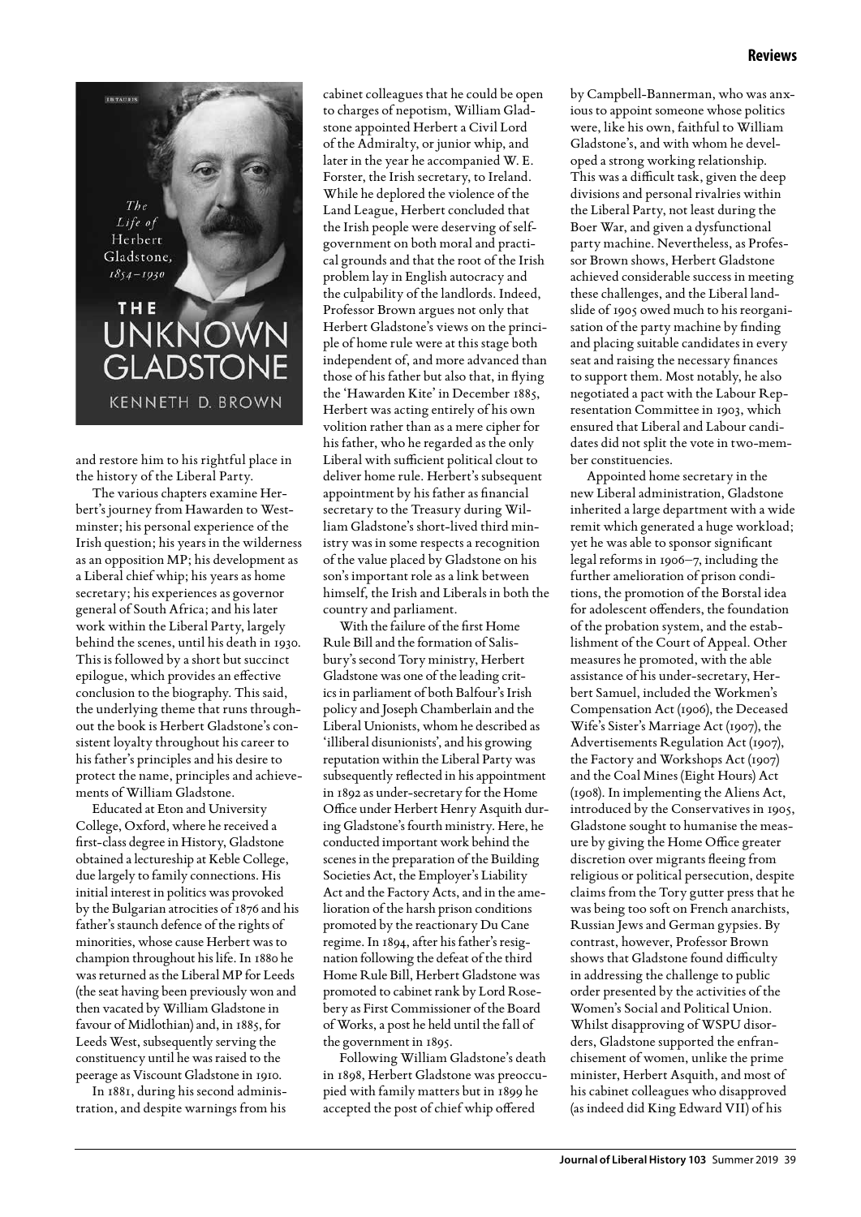and restore him to his rightful place in the history of the Liberal Party.

The various chapters examine Herbert's journey from Hawarden to Westminster; his personal experience of the Irish question; his years in the wilderness as an opposition MP; his development as a Liberal chief whip; his years as home secretary; his experiences as governor general of South Africa; and his later work within the Liberal Party, largely behind the scenes, until his death in 1930. This is followed by a short but succinct epilogue, which provides an effective conclusion to the biography. This said, the underlying theme that runs throughout the book is Herbert Gladstone's consistent loyalty throughout his career to his father's principles and his desire to protect the name, principles and achievements of William Gladstone.

Educated at Eton and University College, Oxford, where he received a first-class degree in History, Gladstone obtained a lectureship at Keble College, due largely to family connections. His initial interest in politics was provoked by the Bulgarian atrocities of 1876 and his father's staunch defence of the rights of minorities, whose cause Herbert was to champion throughout his life. In 1880 he was returned as the Liberal MP for Leeds (the seat having been previously won and then vacated by William Gladstone in favour of Midlothian) and, in 1885, for Leeds West, subsequently serving the constituency until he was raised to the peerage as Viscount Gladstone in 1910.

In 1881, during his second administration, and despite warnings from his cabinet colleagues that he could be open to charges of nepotism, William Gladstone appointed Herbert a Civil Lord of the Admiralty, or junior whip, and later in the year he accompanied W. E. Forster, the Irish secretary, to Ireland. While he deplored the violence of the Land League, Herbert concluded that the Irish people were deserving of self-government on both moral and practical grounds and that the root of the Irish problem lay in English autocracy and the culpability of the landlords. Indeed, Professor Brown argues not only that Herbert Gladstone's views on the principle of home rule were at this stage both independent of, and more advanced than those of his father but also that, in flying the 'Hawarden Kite' in December 1885, Herbert was acting entirely of his own volition rather than as a mere cipher for his father, who he regarded as the only Liberal with sufficient political clout to deliver home rule. Herbert's subsequent appointment by his father as financial secretary to the Treasury during William Gladstone's short-lived third ministry was in some respects a recognition of the value placed by Gladstone on his son's important role as a link between himself, the Irish and Liberals in both the country and parliament.

With the failure of the first Home Rule Bill and the formation of Salisbury's second Tory ministry, Herbert Gladstone was one of the leading critics in parliament of both Balfour's Irish policy and Joseph Chamberlain and the Liberal Unionists, whom he described as 'illiberal disunionists', and his growing reputation within the Liberal Party was subsequently reflected in his appointment in 1892 as under-secretary for the Home Office under Herbert Henry Asquith during Gladstone's fourth ministry. Here, he conducted important work behind the scenes in the preparation of the Building Societies Act, the Employer's Liability Act and the Factory Acts, and in the amelioration of the harsh prison conditions promoted by the reactionary Du Cane regime. In 1894, after his father's resignation following the defeat of the third Home Rule Bill, Herbert Gladstone was promoted to cabinet rank by Lord Rosebery as First Commissioner of the Board of Works, a post he held until the fall of the government in 1895.

Following William Gladstone's death in 1898, Herbert Gladstone was preoccupied with family matters but in 1899 he accepted the post of chief whip offered by Campbell-Bannerman, who was anxious to appoint someone whose politics were, like his own, faithful to William Gladstone's, and with whom he developed a strong working relationship. This was a difficult task, given the deep divisions and personal rivalries within the Liberal Party, not least during the Boer War, and given a dysfunctional party machine. Nevertheless, as Professor Brown shows, Herbert Gladstone achieved considerable success in meeting these challenges, and the Liberal landslide of 1905 owed much to his reorganisation of the party machine by finding and placing suitable candidates in every seat and raising the necessary finances to support them. Most notably, he also negotiated a pact with the Labour Representation Committee in 1903, which ensured that Liberal and Labour candidates did not split the vote in two-member constituencies.

Appointed home secretary in the new Liberal administration, Gladstone inherited a large department with a wide remit which generated a huge workload; yet he was able to sponsor significant legal reforms in 1906–7, including the further amelioration of prison conditions, the promotion of the Borstal idea for adolescent offenders, the foundation of the probation system, and the establishment of the Court of Appeal. Other measures he promoted, with the able assistance of his under-secretary, Herbert Samuel, included the Workmen's Compensation Act (1906), the Deceased Wife's Sister's Marriage Act (1907), the Advertisements Regulation Act (1907), the Factory and Workshops Act (1907) and the Coal Mines (Eight Hours) Act (1908). In implementing the Aliens Act, introduced by the Conservatives in 1905, Gladstone sought to humanise the measure by giving the Home Office greater discretion over migrants fleeing from religious or political persecution, despite claims from the Tory gutter press that he was being too soft on French anarchists, Russian Jews and German gypsies. By contrast, however, Professor Brown shows that Gladstone found difficulty in addressing the challenge to public order presented by the activities of the Women's Social and Political Union. Whilst disapproving of WSPU disorders, Gladstone supported the enfranchisement of women, unlike the prime minister, Herbert Asquith, and most of his cabinet colleagues who disapproved (as indeed did King Edward VII) of his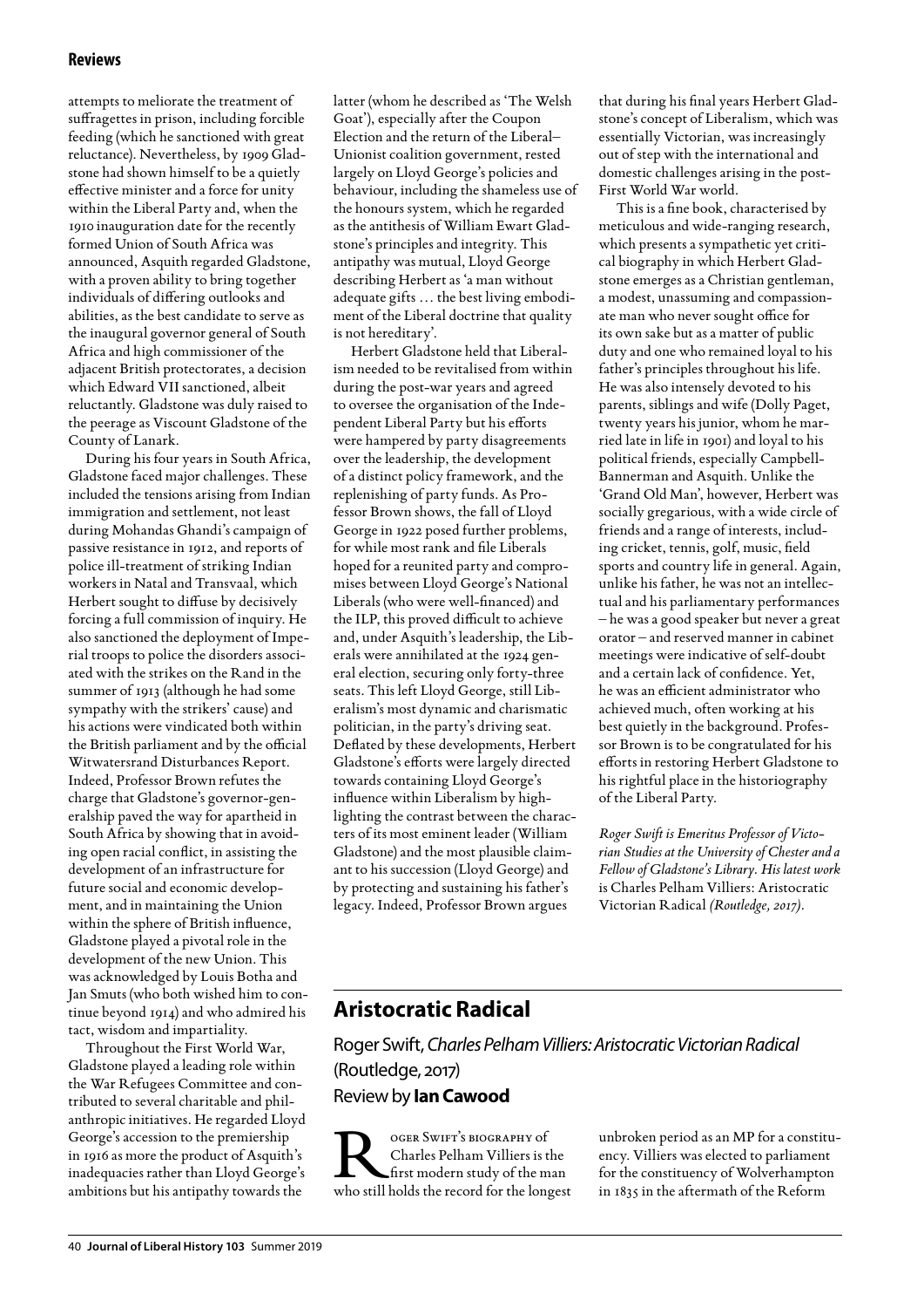attempts to meliorate the treatment of suffragettes in prison, including forcible feeding (which he sanctioned with great reluctance). Nevertheless, by 1909 Gladstone had shown himself to be a quietly effective minister and a force for unity within the Liberal Party and, when the 1910 inauguration date for the recently formed Union of South Africa was announced, Asquith regarded Gladstone, with a proven ability to bring together individuals of differing outlooks and abilities, as the best candidate to serve as the inaugural governor general of South Africa and high commissioner of the adjacent British protectorates, a decision which Edward VII sanctioned, albeit reluctantly. Gladstone was duly raised to the peerage as Viscount Gladstone of the County of Lanark.

During his four years in South Africa, Gladstone faced major challenges. These included the tensions arising from Indian immigration and settlement, not least during Mohandas Ghandi's campaign of passive resistance in 1912, and reports of police ill-treatment of striking Indian workers in Natal and Transvaal, which Herbert sought to diffuse by decisively forcing a full commission of inquiry. He also sanctioned the deployment of Imperial troops to police the disorders associated with the strikes on the Rand in the summer of 1913 (although he had some sympathy with the strikers' cause) and his actions were vindicated both within the British parliament and by the official Witwatersrand Disturbances Report. Indeed, Professor Brown refutes the charge that Gladstone's governor-generalship paved the way for apartheid in South Africa by showing that in avoiding open racial conflict, in assisting the development of an infrastructure for future social and economic development, and in maintaining the Union within the sphere of British influence, Gladstone played a pivotal role in the development of the new Union. This was acknowledged by Louis Botha and Jan Smuts (who both wished him to continue beyond 1914) and who admired his tact, wisdom and impartiality.

Throughout the First World War, Gladstone played a leading role within the War Refugees Committee and contributed to several charitable and philanthropic initiatives. He regarded Lloyd George's accession to the premiership in 1916 as more the product of Asquith's inadequacies rather than Lloyd George's ambitions but his antipathy towards the latter (whom he described as 'The Welsh Goat'), especially after the Coupon Election and the return of the Liberal–Unionist coalition government, rested largely on Lloyd George's policies and behaviour, including the shameless use of the honours system, which he regarded as the antithesis of William Ewart Gladstone's principles and integrity. This antipathy was mutual, Lloyd George describing Herbert as 'a man without adequate gifts … the best living embodiment of the Liberal doctrine that quality is not hereditary'.

Herbert Gladstone held that Liberalism needed to be revitalised from within during the post-war years and agreed to oversee the organisation of the Independent Liberal Party but his efforts were hampered by party disagreements over the leadership, the development of a distinct policy framework, and the replenishing of party funds. As Professor Brown shows, the fall of Lloyd George in 1922 posed further problems, for while most rank and file Liberals hoped for a reunited party and compromises between Lloyd George's National Liberals (who were well-financed) and the ILP, this proved difficult to achieve and, under Asquith's leadership, the Liberals were annihilated at the 1924 general election, securing only forty-three seats. This left Lloyd George, still Liberalism's most dynamic and charismatic politician, in the party's driving seat. Deflated by these developments, Herbert Gladstone's efforts were largely directed towards containing Lloyd George's influence within Liberalism by highlighting the contrast between the characters of its most eminent leader (William Gladstone) and the most plausible claimant to his succession (Lloyd George) and by protecting and sustaining his father's legacy. Indeed, Professor Brown argues that during his final years Herbert Gladstone's concept of Liberalism, which was essentially Victorian, was increasingly out of step with the international and domestic challenges arising in the post-First World War world.

This is a fine book, characterised by meticulous and wide-ranging research, which presents a sympathetic yet critical biography in which Herbert Gladstone emerges as a Christian gentleman, a modest, unassuming and compassionate man who never sought office for its own sake but as a matter of public duty and one who remained loyal to his father's principles throughout his life. He was also intensely devoted to his parents, siblings and wife (Dolly Paget, twenty years his junior, whom he married late in life in 1901) and loyal to his political friends, especially Campbell-Bannerman and Asquith. Unlike the 'Grand Old Man', however, Herbert was socially gregarious, with a wide circle of friends and a range of interests, including cricket, tennis, golf, music, field sports and country life in general. Again, unlike his father, he was not an intellectual and his parliamentary performances – he was a good speaker but never a great orator – and reserved manner in cabinet meetings were indicative of self-doubt and a certain lack of confidence. Yet, he was an efficient administrator who achieved much, often working at his best quietly in the background. Professor Brown is to be congratulated for his efforts in restoring Herbert Gladstone to his rightful place in the historiography of the Liberal Party.

*Roger Swift is Emeritus Professor of Victorian Studies at the University of Chester and a Fellow of Gladstone's Library. His latest work is* Charles Pelham Villiers: Aristocratic Victorian Radical *(Routledge, 2017).*

## Aristocratic Radical

Roger Swift, *Charles Pelham Villiers: Aristocratic Victorian Radical* (Routledge, 2017)

Review by **Ian Cawood**

Roger Swift's biography of Charles Pelham Villiers is the first modern study of the man who still holds the record for the longest unbroken period as an MP for a constituency. Villiers was elected to parliament for the constituency of Wolverhampton in 1835 in the aftermath of the Reform